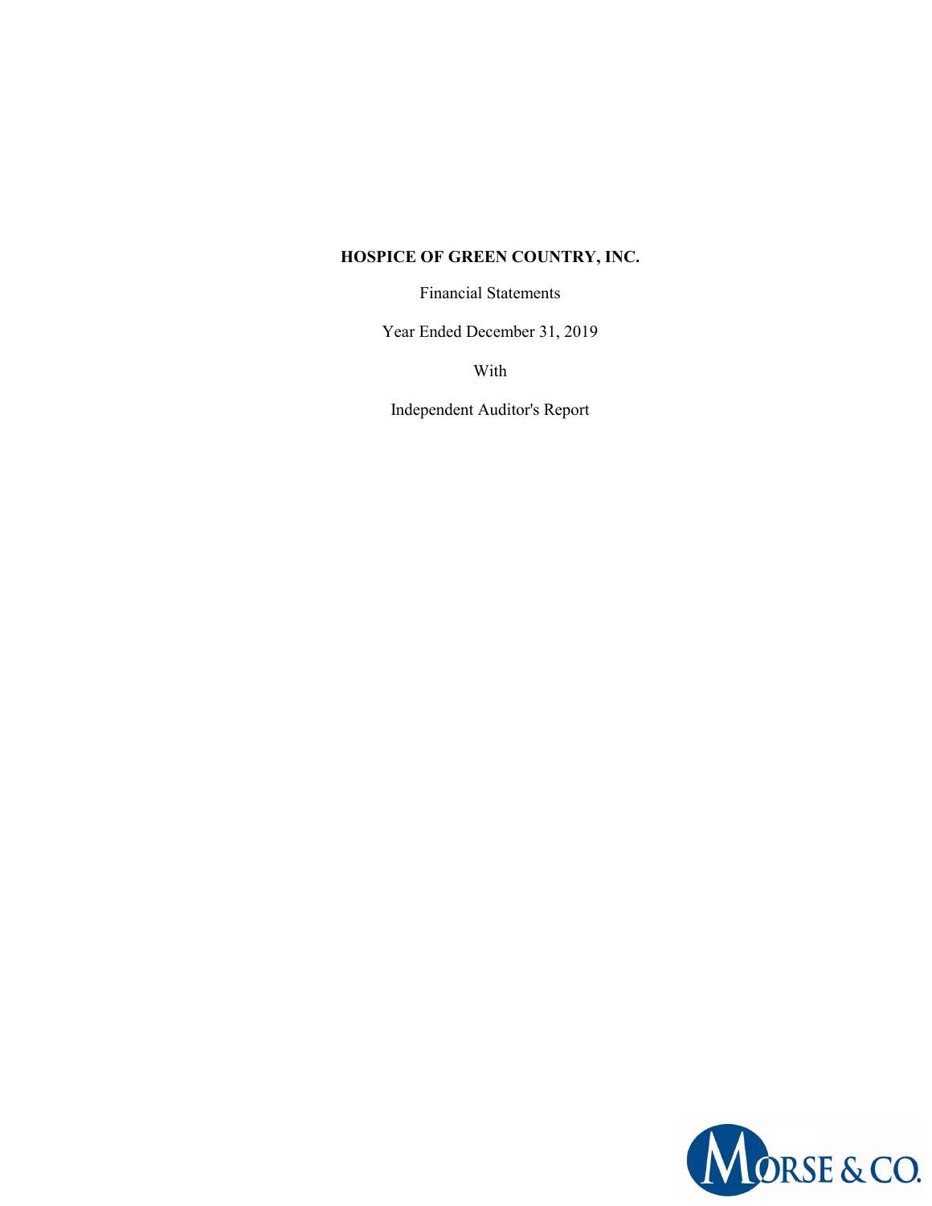# HOSPICE OF GREEN COUNTRY, INC.

Financial Statements

Year Ended December 31, 2019

With

Independent Auditor's Report

MORSE & CO.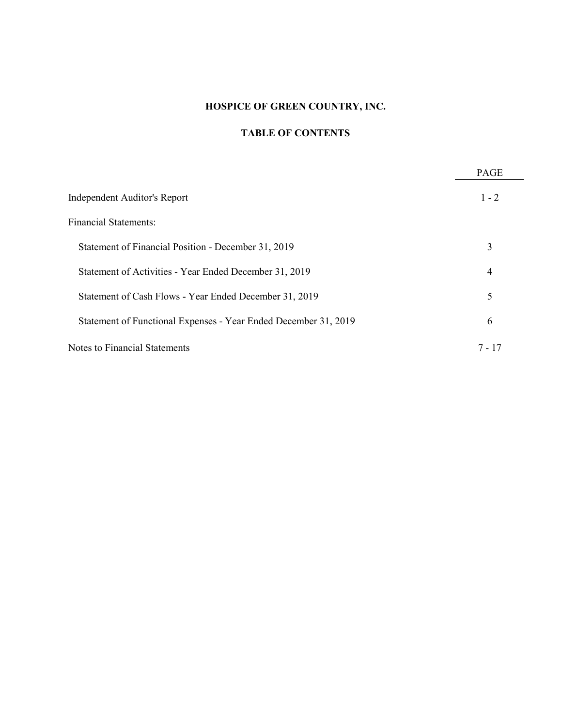# HOSPICE OF GREEN COUNTRY, INC.

## TABLE OF CONTENTS

| | PAGE |
|---|---|
| Independent Auditor's Report | 1 - 2 |
| Financial Statements: | |
| Statement of Financial Position - December 31, 2019 | 3 |
| Statement of Activities - Year Ended December 31, 2019 | 4 |
| Statement of Cash Flows - Year Ended December 31, 2019 | 5 |
| Statement of Functional Expenses - Year Ended December 31, 2019 | 6 |
| Notes to Financial Statements | 7 - 17 |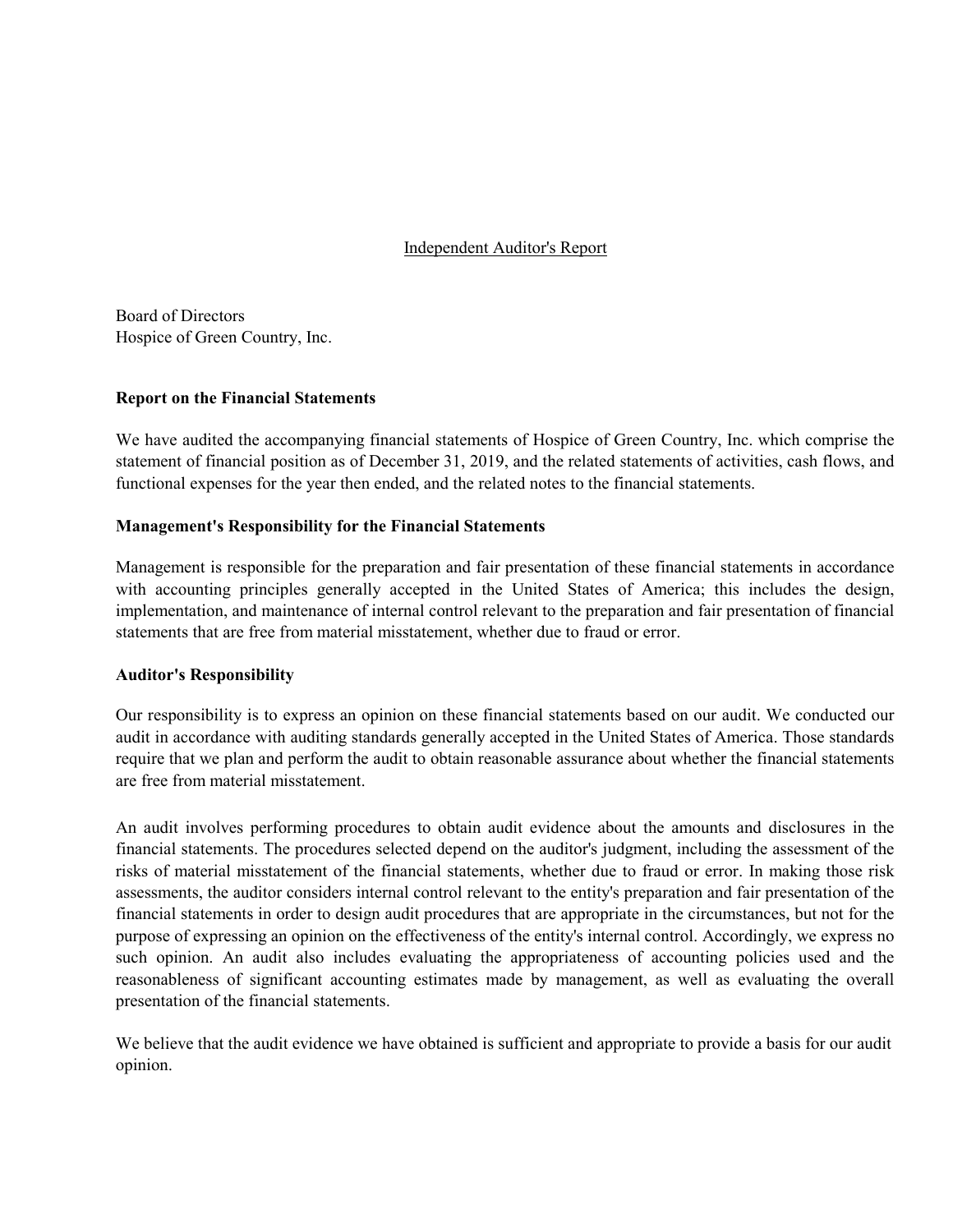<u>Independent Auditor's Report</u>

Board of Directors
Hospice of Green Country, Inc.

**Report on the Financial Statements**

We have audited the accompanying financial statements of Hospice of Green Country, Inc. which comprise the statement of financial position as of December 31, 2019, and the related statements of activities, cash flows, and functional expenses for the year then ended, and the related notes to the financial statements.

**Management's Responsibility for the Financial Statements**

Management is responsible for the preparation and fair presentation of these financial statements in accordance with accounting principles generally accepted in the United States of America; this includes the design, implementation, and maintenance of internal control relevant to the preparation and fair presentation of financial statements that are free from material misstatement, whether due to fraud or error.

**Auditor's Responsibility**

Our responsibility is to express an opinion on these financial statements based on our audit. We conducted our audit in accordance with auditing standards generally accepted in the United States of America. Those standards require that we plan and perform the audit to obtain reasonable assurance about whether the financial statements are free from material misstatement.

An audit involves performing procedures to obtain audit evidence about the amounts and disclosures in the financial statements. The procedures selected depend on the auditor's judgment, including the assessment of the risks of material misstatement of the financial statements, whether due to fraud or error. In making those risk assessments, the auditor considers internal control relevant to the entity's preparation and fair presentation of the financial statements in order to design audit procedures that are appropriate in the circumstances, but not for the purpose of expressing an opinion on the effectiveness of the entity's internal control. Accordingly, we express no such opinion. An audit also includes evaluating the appropriateness of accounting policies used and the reasonableness of significant accounting estimates made by management, as well as evaluating the overall presentation of the financial statements.

We believe that the audit evidence we have obtained is sufficient and appropriate to provide a basis for our audit opinion.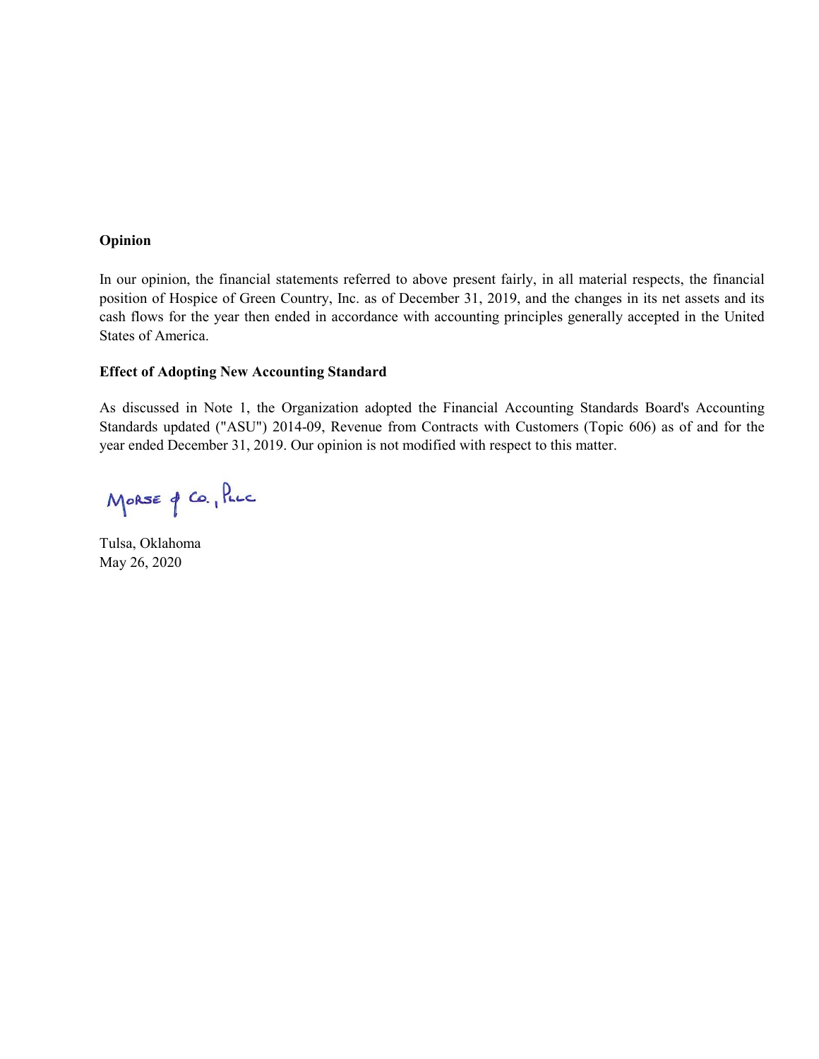**Opinion**

In our opinion, the financial statements referred to above present fairly, in all material respects, the financial position of Hospice of Green Country, Inc. as of December 31, 2019, and the changes in its net assets and its cash flows for the year then ended in accordance with accounting principles generally accepted in the United States of America.

**Effect of Adopting New Accounting Standard**

As discussed in Note 1, the Organization adopted the Financial Accounting Standards Board's Accounting Standards updated ("ASU") 2014-09, Revenue from Contracts with Customers (Topic 606) as of and for the year ended December 31, 2019. Our opinion is not modified with respect to this matter.

Morse & Co., PLLC

Tulsa, Oklahoma
May 26, 2020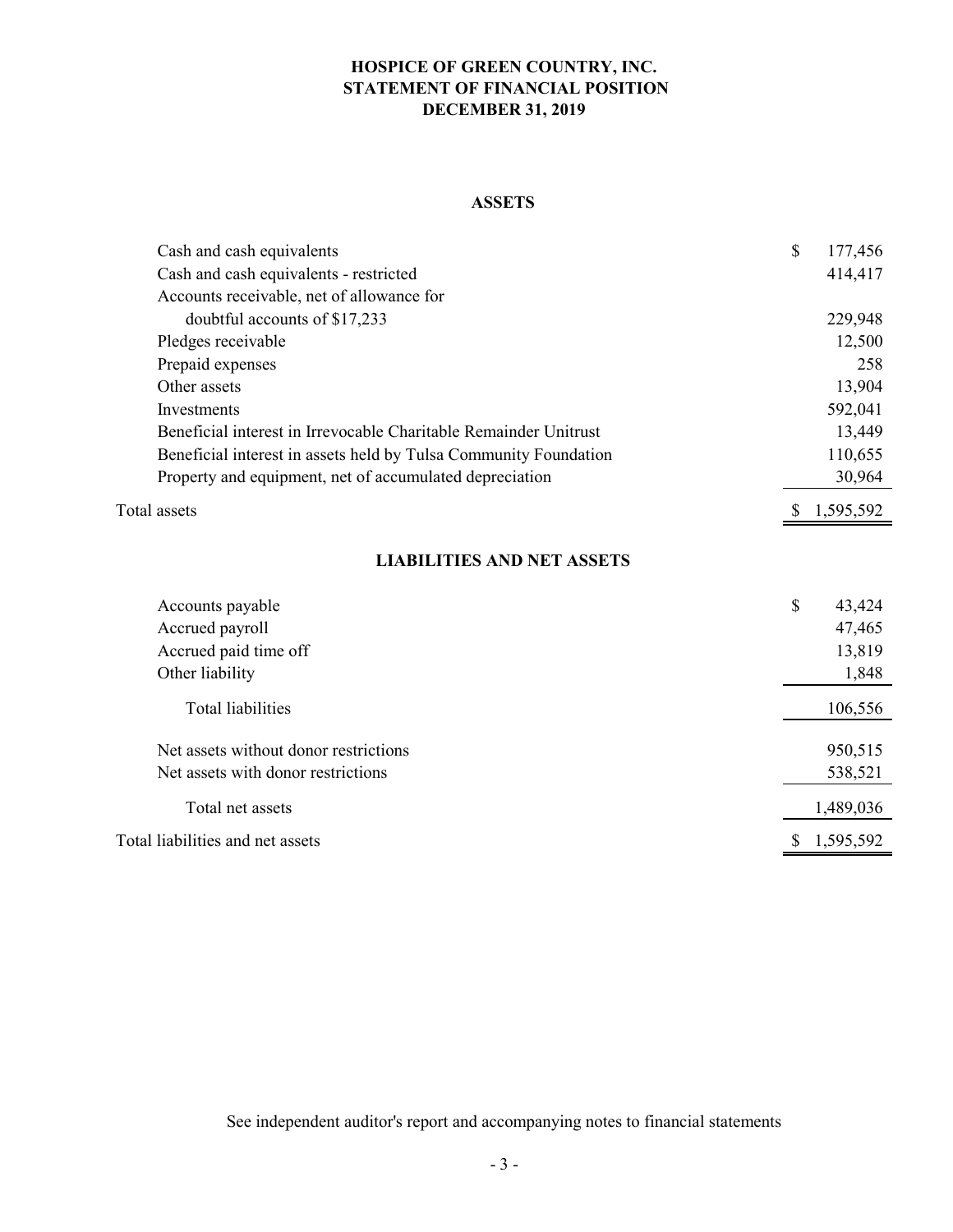# HOSPICE OF GREEN COUNTRY, INC.
# STATEMENT OF FINANCIAL POSITION
# DECEMBER 31, 2019

## ASSETS

| | |
|---|---|
| Cash and cash equivalents | $ 177,456 |
| Cash and cash equivalents - restricted | 414,417 |
| Accounts receivable, net of allowance for doubtful accounts of $17,233 | 229,948 |
| Pledges receivable | 12,500 |
| Prepaid expenses | 258 |
| Other assets | 13,904 |
| Investments | 592,041 |
| Beneficial interest in Irrevocable Charitable Remainder Unitrust | 13,449 |
| Beneficial interest in assets held by Tulsa Community Foundation | 110,655 |
| Property and equipment, net of accumulated depreciation | 30,964 |
| Total assets | $ 1,595,592 |

## LIABILITIES AND NET ASSETS

| | |
|---|---|
| Accounts payable | $ 43,424 |
| Accrued payroll | 47,465 |
| Accrued paid time off | 13,819 |
| Other liability | 1,848 |
| Total liabilities | 106,556 |
| Net assets without donor restrictions | 950,515 |
| Net assets with donor restrictions | 538,521 |
| Total net assets | 1,489,036 |
| Total liabilities and net assets | $ 1,595,592 |

See independent auditor's report and accompanying notes to financial statements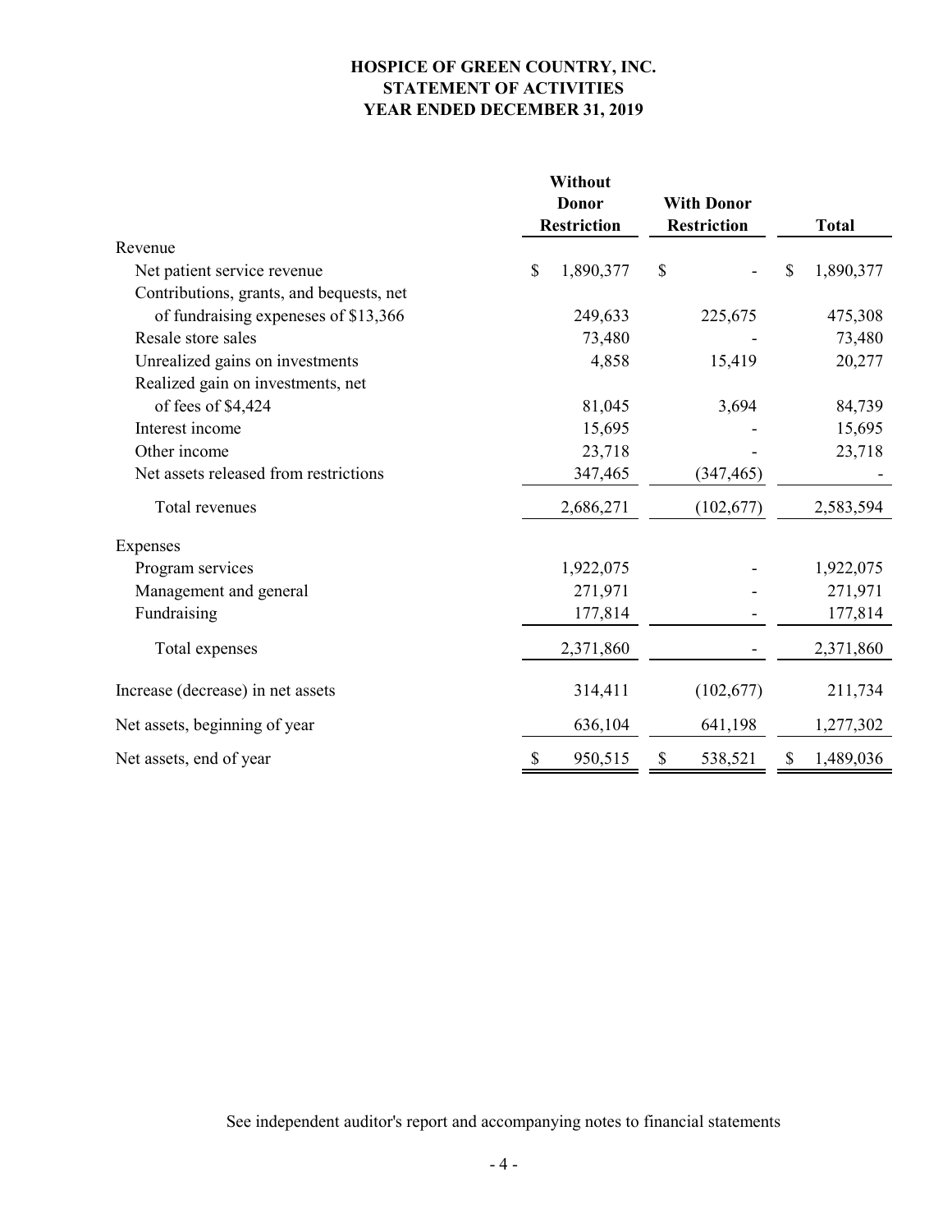# HOSPICE OF GREEN COUNTRY, INC.
## STATEMENT OF ACTIVITIES
## YEAR ENDED DECEMBER 31, 2019

| | Without Donor Restriction | With Donor Restriction | Total |
|---|---|---|---|
| Revenue | | | |
| Net patient service revenue | $ 1,890,377 | $ - | $ 1,890,377 |
| Contributions, grants, and bequests, net of fundraising expeneses of $13,366 | 249,633 | 225,675 | 475,308 |
| Resale store sales | 73,480 | - | 73,480 |
| Unrealized gains on investments | 4,858 | 15,419 | 20,277 |
| Realized gain on investments, net of fees of $4,424 | 81,045 | 3,694 | 84,739 |
| Interest income | 15,695 | - | 15,695 |
| Other income | 23,718 | - | 23,718 |
| Net assets released from restrictions | 347,465 | (347,465) | - |
| Total revenues | 2,686,271 | (102,677) | 2,583,594 |
| Expenses | | | |
| Program services | 1,922,075 | - | 1,922,075 |
| Management and general | 271,971 | - | 271,971 |
| Fundraising | 177,814 | - | 177,814 |
| Total expenses | 2,371,860 | - | 2,371,860 |
| Increase (decrease) in net assets | 314,411 | (102,677) | 211,734 |
| Net assets, beginning of year | 636,104 | 641,198 | 1,277,302 |
| Net assets, end of year | $ 950,515 | $ 538,521 | $ 1,489,036 |

See independent auditor's report and accompanying notes to financial statements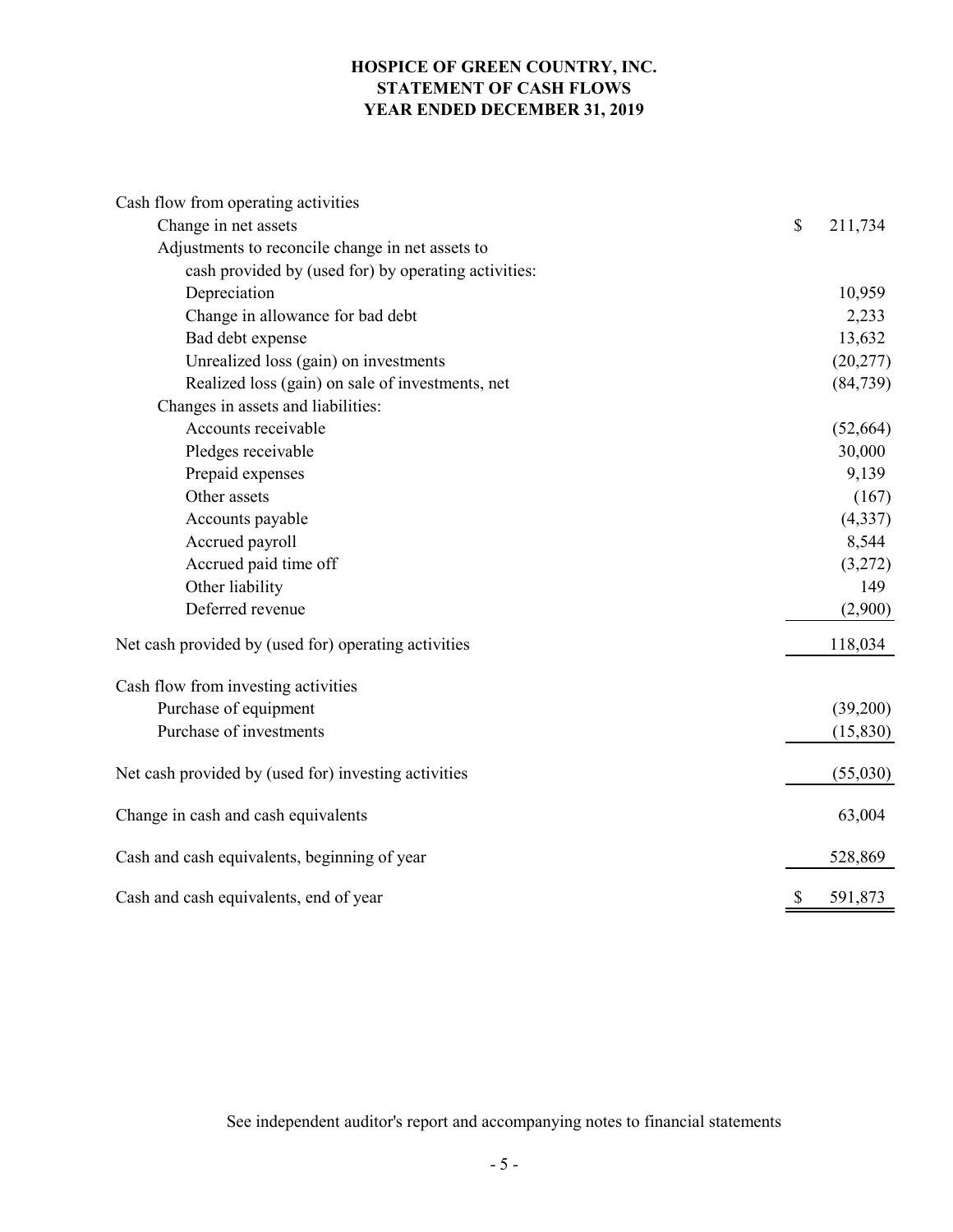# HOSPICE OF GREEN COUNTRY, INC.
# STATEMENT OF CASH FLOWS
# YEAR ENDED DECEMBER 31, 2019

| | |
|---|---|
| Cash flow from operating activities | |
| Change in net assets | $ 211,734 |
| Adjustments to reconcile change in net assets to cash provided by (used for) by operating activities: | |
| Depreciation | 10,959 |
| Change in allowance for bad debt | 2,233 |
| Bad debt expense | 13,632 |
| Unrealized loss (gain) on investments | (20,277) |
| Realized loss (gain) on sale of investments, net | (84,739) |
| Changes in assets and liabilities: | |
| Accounts receivable | (52,664) |
| Pledges receivable | 30,000 |
| Prepaid expenses | 9,139 |
| Other assets | (167) |
| Accounts payable | (4,337) |
| Accrued payroll | 8,544 |
| Accrued paid time off | (3,272) |
| Other liability | 149 |
| Deferred revenue | (2,900) |
| Net cash provided by (used for) operating activities | 118,034 |
| Cash flow from investing activities | |
| Purchase of equipment | (39,200) |
| Purchase of investments | (15,830) |
| Net cash provided by (used for) investing activities | (55,030) |
| Change in cash and cash equivalents | 63,004 |
| Cash and cash equivalents, beginning of year | 528,869 |
| Cash and cash equivalents, end of year | $ 591,873 |

See independent auditor's report and accompanying notes to financial statements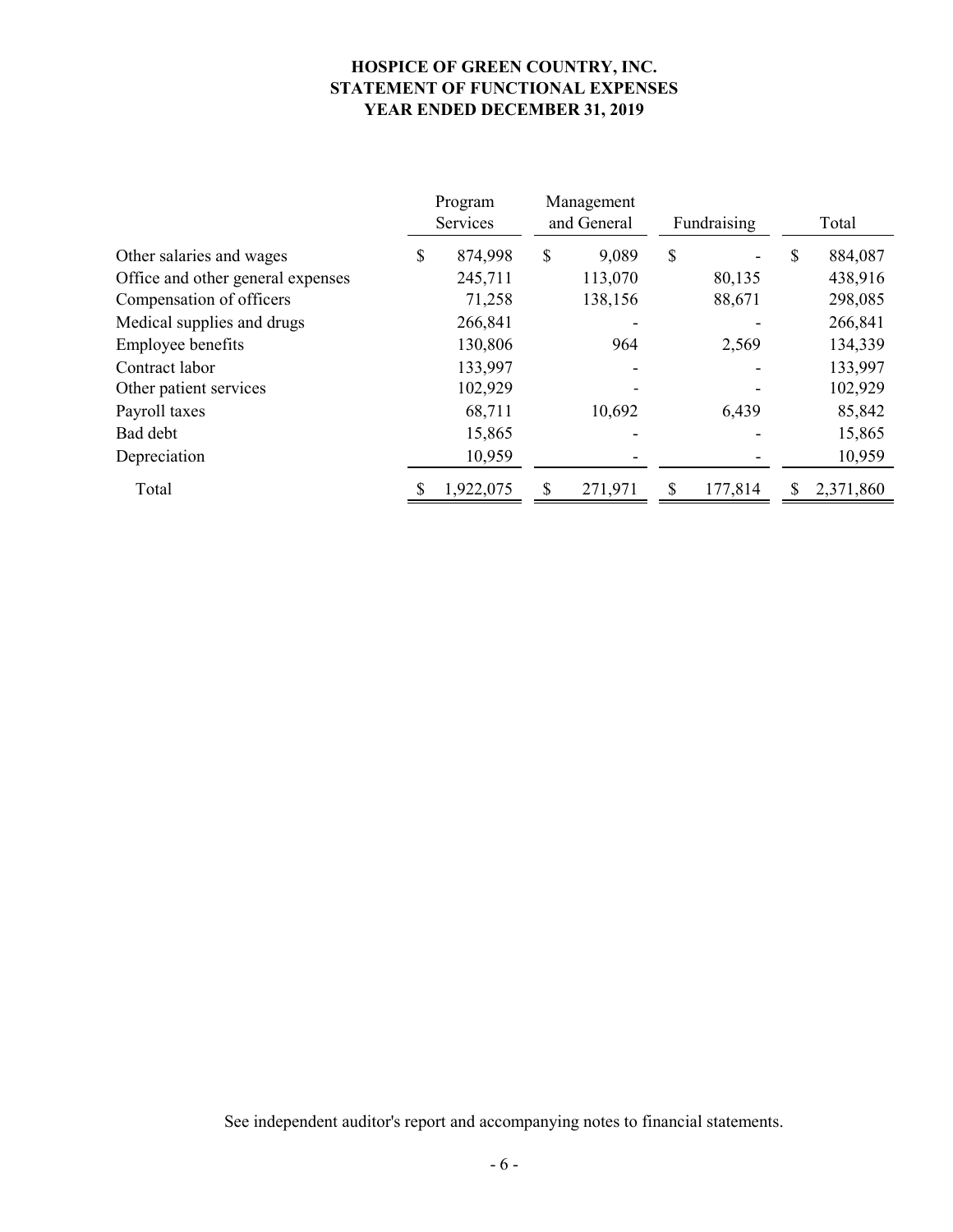# HOSPICE OF GREEN COUNTRY, INC.
# STATEMENT OF FUNCTIONAL EXPENSES
# YEAR ENDED DECEMBER 31, 2019

| | Program Services | Management and General | Fundraising | Total |
|---|---|---|---|---|
| Other salaries and wages | $ 874,998 | $ 9,089 | $ - | $ 884,087 |
| Office and other general expenses | 245,711 | 113,070 | 80,135 | 438,916 |
| Compensation of officers | 71,258 | 138,156 | 88,671 | 298,085 |
| Medical supplies and drugs | 266,841 | - | - | 266,841 |
| Employee benefits | 130,806 | 964 | 2,569 | 134,339 |
| Contract labor | 133,997 | - | - | 133,997 |
| Other patient services | 102,929 | - | - | 102,929 |
| Payroll taxes | 68,711 | 10,692 | 6,439 | 85,842 |
| Bad debt | 15,865 | - | - | 15,865 |
| Depreciation | 10,959 | - | - | 10,959 |
| Total | $ 1,922,075 | $ 271,971 | $ 177,814 | $ 2,371,860 |

See independent auditor's report and accompanying notes to financial statements.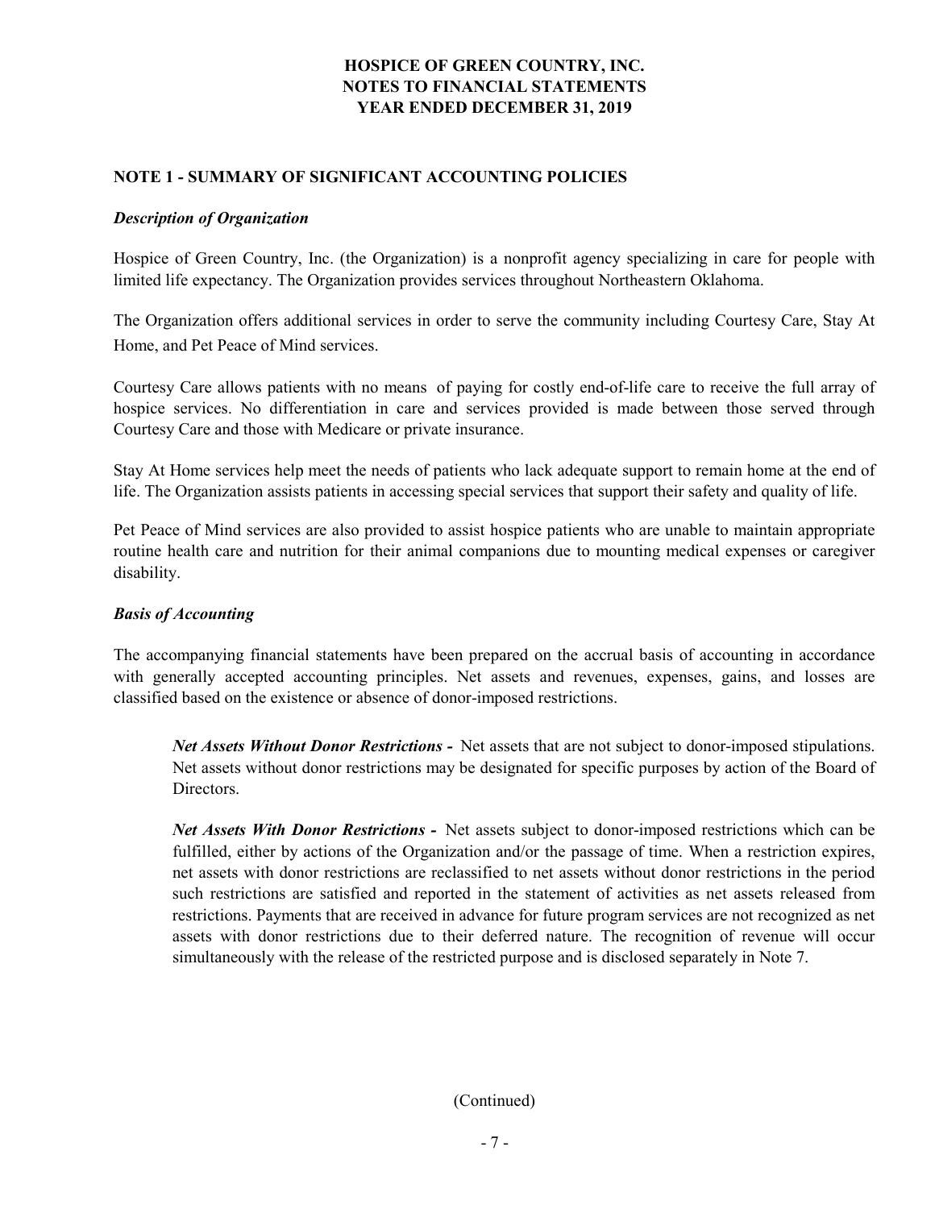# HOSPICE OF GREEN COUNTRY, INC.
# NOTES TO FINANCIAL STATEMENTS
# YEAR ENDED DECEMBER 31, 2019

## NOTE 1 - SUMMARY OF SIGNIFICANT ACCOUNTING POLICIES

### *Description of Organization*

Hospice of Green Country, Inc. (the Organization) is a nonprofit agency specializing in care for people with limited life expectancy. The Organization provides services throughout Northeastern Oklahoma.

The Organization offers additional services in order to serve the community including Courtesy Care, Stay At Home, and Pet Peace of Mind services.

Courtesy Care allows patients with no means of paying for costly end-of-life care to receive the full array of hospice services. No differentiation in care and services provided is made between those served through Courtesy Care and those with Medicare or private insurance.

Stay At Home services help meet the needs of patients who lack adequate support to remain home at the end of life. The Organization assists patients in accessing special services that support their safety and quality of life.

Pet Peace of Mind services are also provided to assist hospice patients who are unable to maintain appropriate routine health care and nutrition for their animal companions due to mounting medical expenses or caregiver disability.

### *Basis of Accounting*

The accompanying financial statements have been prepared on the accrual basis of accounting in accordance with generally accepted accounting principles. Net assets and revenues, expenses, gains, and losses are classified based on the existence or absence of donor-imposed restrictions.

> ***Net Assets Without Donor Restrictions -*** Net assets that are not subject to donor-imposed stipulations. Net assets without donor restrictions may be designated for specific purposes by action of the Board of Directors.
>
> ***Net Assets With Donor Restrictions -*** Net assets subject to donor-imposed restrictions which can be fulfilled, either by actions of the Organization and/or the passage of time. When a restriction expires, net assets with donor restrictions are reclassified to net assets without donor restrictions in the period such restrictions are satisfied and reported in the statement of activities as net assets released from restrictions. Payments that are received in advance for future program services are not recognized as net assets with donor restrictions due to their deferred nature. The recognition of revenue will occur simultaneously with the release of the restricted purpose and is disclosed separately in Note 7.

(Continued)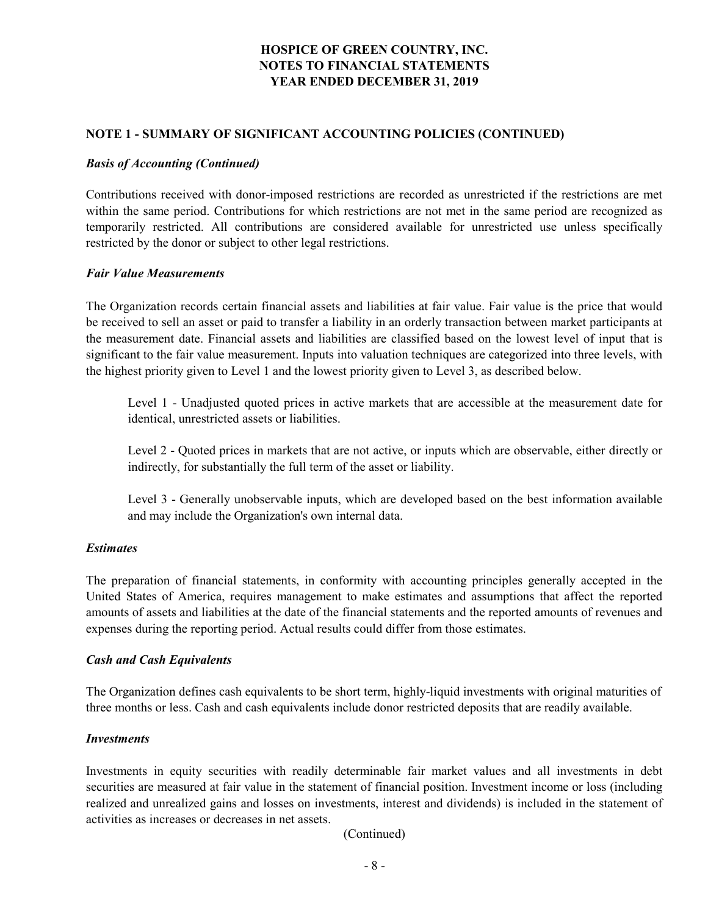# HOSPICE OF GREEN COUNTRY, INC.
# NOTES TO FINANCIAL STATEMENTS
# YEAR ENDED DECEMBER 31, 2019

## NOTE 1 - SUMMARY OF SIGNIFICANT ACCOUNTING POLICIES (CONTINUED)

### *Basis of Accounting (Continued)*

Contributions received with donor-imposed restrictions are recorded as unrestricted if the restrictions are met within the same period. Contributions for which restrictions are not met in the same period are recognized as temporarily restricted. All contributions are considered available for unrestricted use unless specifically restricted by the donor or subject to other legal restrictions.

### *Fair Value Measurements*

The Organization records certain financial assets and liabilities at fair value. Fair value is the price that would be received to sell an asset or paid to transfer a liability in an orderly transaction between market participants at the measurement date. Financial assets and liabilities are classified based on the lowest level of input that is significant to the fair value measurement. Inputs into valuation techniques are categorized into three levels, with the highest priority given to Level 1 and the lowest priority given to Level 3, as described below.

Level 1 - Unadjusted quoted prices in active markets that are accessible at the measurement date for identical, unrestricted assets or liabilities.

Level 2 - Quoted prices in markets that are not active, or inputs which are observable, either directly or indirectly, for substantially the full term of the asset or liability.

Level 3 - Generally unobservable inputs, which are developed based on the best information available and may include the Organization's own internal data.

### *Estimates*

The preparation of financial statements, in conformity with accounting principles generally accepted in the United States of America, requires management to make estimates and assumptions that affect the reported amounts of assets and liabilities at the date of the financial statements and the reported amounts of revenues and expenses during the reporting period. Actual results could differ from those estimates.

### *Cash and Cash Equivalents*

The Organization defines cash equivalents to be short term, highly-liquid investments with original maturities of three months or less. Cash and cash equivalents include donor restricted deposits that are readily available.

### *Investments*

Investments in equity securities with readily determinable fair market values and all investments in debt securities are measured at fair value in the statement of financial position. Investment income or loss (including realized and unrealized gains and losses on investments, interest and dividends) is included in the statement of activities as increases or decreases in net assets.

(Continued)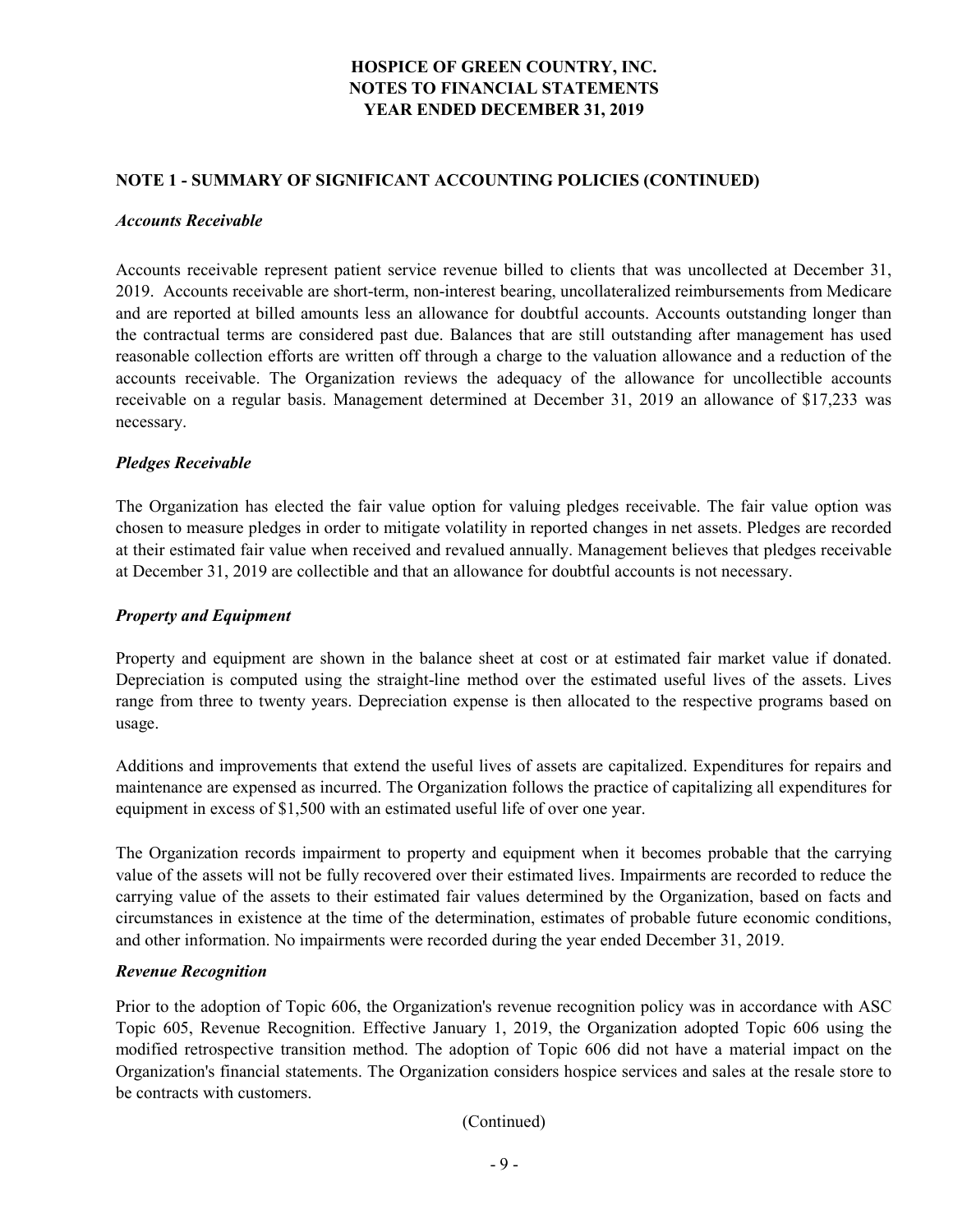## NOTE 1 - SUMMARY OF SIGNIFICANT ACCOUNTING POLICIES (CONTINUED)

### *Accounts Receivable*

Accounts receivable represent patient service revenue billed to clients that was uncollected at December 31, 2019. Accounts receivable are short-term, non-interest bearing, uncollateralized reimbursements from Medicare and are reported at billed amounts less an allowance for doubtful accounts. Accounts outstanding longer than the contractual terms are considered past due. Balances that are still outstanding after management has used reasonable collection efforts are written off through a charge to the valuation allowance and a reduction of the accounts receivable. The Organization reviews the adequacy of the allowance for uncollectible accounts receivable on a regular basis. Management determined at December 31, 2019 an allowance of $17,233 was necessary.

### *Pledges Receivable*

The Organization has elected the fair value option for valuing pledges receivable. The fair value option was chosen to measure pledges in order to mitigate volatility in reported changes in net assets. Pledges are recorded at their estimated fair value when received and revalued annually. Management believes that pledges receivable at December 31, 2019 are collectible and that an allowance for doubtful accounts is not necessary.

### *Property and Equipment*

Property and equipment are shown in the balance sheet at cost or at estimated fair market value if donated. Depreciation is computed using the straight-line method over the estimated useful lives of the assets. Lives range from three to twenty years. Depreciation expense is then allocated to the respective programs based on usage.

Additions and improvements that extend the useful lives of assets are capitalized. Expenditures for repairs and maintenance are expensed as incurred. The Organization follows the practice of capitalizing all expenditures for equipment in excess of $1,500 with an estimated useful life of over one year.

The Organization records impairment to property and equipment when it becomes probable that the carrying value of the assets will not be fully recovered over their estimated lives. Impairments are recorded to reduce the carrying value of the assets to their estimated fair values determined by the Organization, based on facts and circumstances in existence at the time of the determination, estimates of probable future economic conditions, and other information. No impairments were recorded during the year ended December 31, 2019.

### *Revenue Recognition*

Prior to the adoption of Topic 606, the Organization's revenue recognition policy was in accordance with ASC Topic 605, Revenue Recognition. Effective January 1, 2019, the Organization adopted Topic 606 using the modified retrospective transition method. The adoption of Topic 606 did not have a material impact on the Organization's financial statements. The Organization considers hospice services and sales at the resale store to be contracts with customers.

(Continued)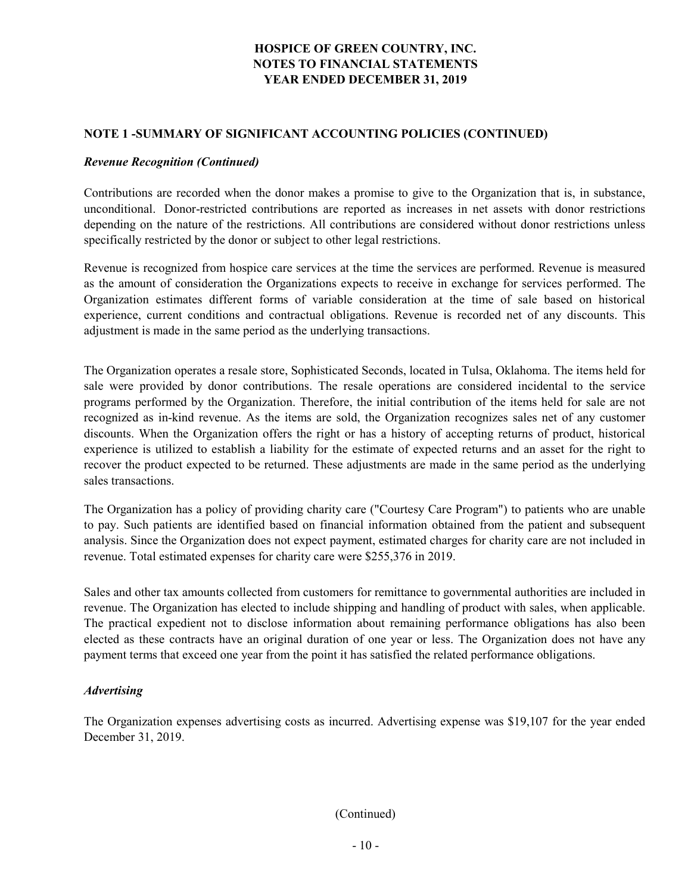# HOSPICE OF GREEN COUNTRY, INC.
# NOTES TO FINANCIAL STATEMENTS
# YEAR ENDED DECEMBER 31, 2019

## NOTE 1 -SUMMARY OF SIGNIFICANT ACCOUNTING POLICIES (CONTINUED)

### *Revenue Recognition (Continued)*

Contributions are recorded when the donor makes a promise to give to the Organization that is, in substance, unconditional. Donor-restricted contributions are reported as increases in net assets with donor restrictions depending on the nature of the restrictions. All contributions are considered without donor restrictions unless specifically restricted by the donor or subject to other legal restrictions.

Revenue is recognized from hospice care services at the time the services are performed. Revenue is measured as the amount of consideration the Organizations expects to receive in exchange for services performed. The Organization estimates different forms of variable consideration at the time of sale based on historical experience, current conditions and contractual obligations. Revenue is recorded net of any discounts. This adjustment is made in the same period as the underlying transactions.

The Organization operates a resale store, Sophisticated Seconds, located in Tulsa, Oklahoma. The items held for sale were provided by donor contributions. The resale operations are considered incidental to the service programs performed by the Organization. Therefore, the initial contribution of the items held for sale are not recognized as in-kind revenue. As the items are sold, the Organization recognizes sales net of any customer discounts. When the Organization offers the right or has a history of accepting returns of product, historical experience is utilized to establish a liability for the estimate of expected returns and an asset for the right to recover the product expected to be returned. These adjustments are made in the same period as the underlying sales transactions.

The Organization has a policy of providing charity care ("Courtesy Care Program") to patients who are unable to pay. Such patients are identified based on financial information obtained from the patient and subsequent analysis. Since the Organization does not expect payment, estimated charges for charity care are not included in revenue. Total estimated expenses for charity care were $255,376 in 2019.

Sales and other tax amounts collected from customers for remittance to governmental authorities are included in revenue. The Organization has elected to include shipping and handling of product with sales, when applicable. The practical expedient not to disclose information about remaining performance obligations has also been elected as these contracts have an original duration of one year or less. The Organization does not have any payment terms that exceed one year from the point it has satisfied the related performance obligations.

### *Advertising*

The Organization expenses advertising costs as incurred. Advertising expense was $19,107 for the year ended December 31, 2019.

(Continued)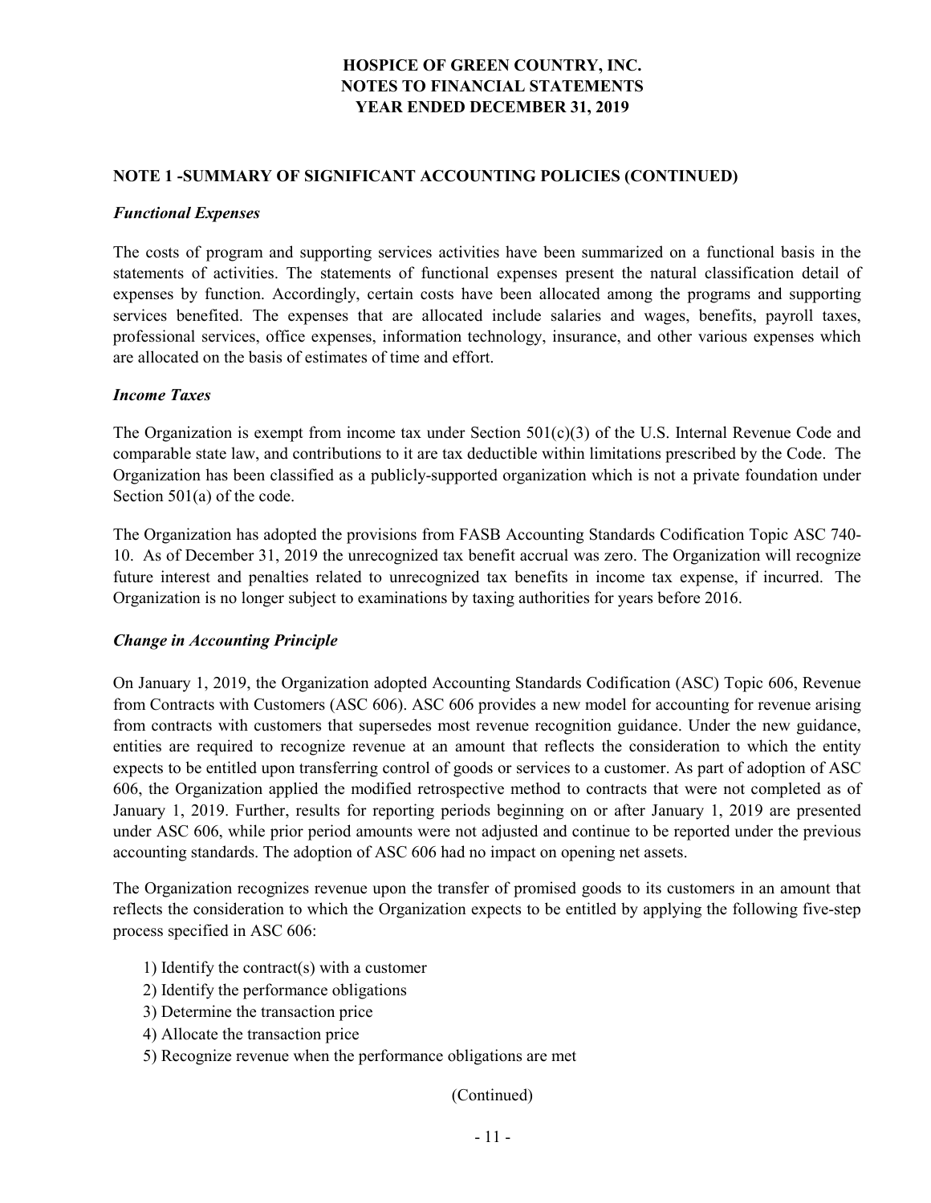## NOTE 1 -SUMMARY OF SIGNIFICANT ACCOUNTING POLICIES (CONTINUED)

### *Functional Expenses*

The costs of program and supporting services activities have been summarized on a functional basis in the statements of activities. The statements of functional expenses present the natural classification detail of expenses by function. Accordingly, certain costs have been allocated among the programs and supporting services benefited. The expenses that are allocated include salaries and wages, benefits, payroll taxes, professional services, office expenses, information technology, insurance, and other various expenses which are allocated on the basis of estimates of time and effort.

### *Income Taxes*

The Organization is exempt from income tax under Section 501(c)(3) of the U.S. Internal Revenue Code and comparable state law, and contributions to it are tax deductible within limitations prescribed by the Code. The Organization has been classified as a publicly-supported organization which is not a private foundation under Section 501(a) of the code.

The Organization has adopted the provisions from FASB Accounting Standards Codification Topic ASC 740-10. As of December 31, 2019 the unrecognized tax benefit accrual was zero. The Organization will recognize future interest and penalties related to unrecognized tax benefits in income tax expense, if incurred. The Organization is no longer subject to examinations by taxing authorities for years before 2016.

### *Change in Accounting Principle*

On January 1, 2019, the Organization adopted Accounting Standards Codification (ASC) Topic 606, Revenue from Contracts with Customers (ASC 606). ASC 606 provides a new model for accounting for revenue arising from contracts with customers that supersedes most revenue recognition guidance. Under the new guidance, entities are required to recognize revenue at an amount that reflects the consideration to which the entity expects to be entitled upon transferring control of goods or services to a customer. As part of adoption of ASC 606, the Organization applied the modified retrospective method to contracts that were not completed as of January 1, 2019. Further, results for reporting periods beginning on or after January 1, 2019 are presented under ASC 606, while prior period amounts were not adjusted and continue to be reported under the previous accounting standards. The adoption of ASC 606 had no impact on opening net assets.

The Organization recognizes revenue upon the transfer of promised goods to its customers in an amount that reflects the consideration to which the Organization expects to be entitled by applying the following five-step process specified in ASC 606:

1) Identify the contract(s) with a customer
2) Identify the performance obligations
3) Determine the transaction price
4) Allocate the transaction price
5) Recognize revenue when the performance obligations are met

(Continued)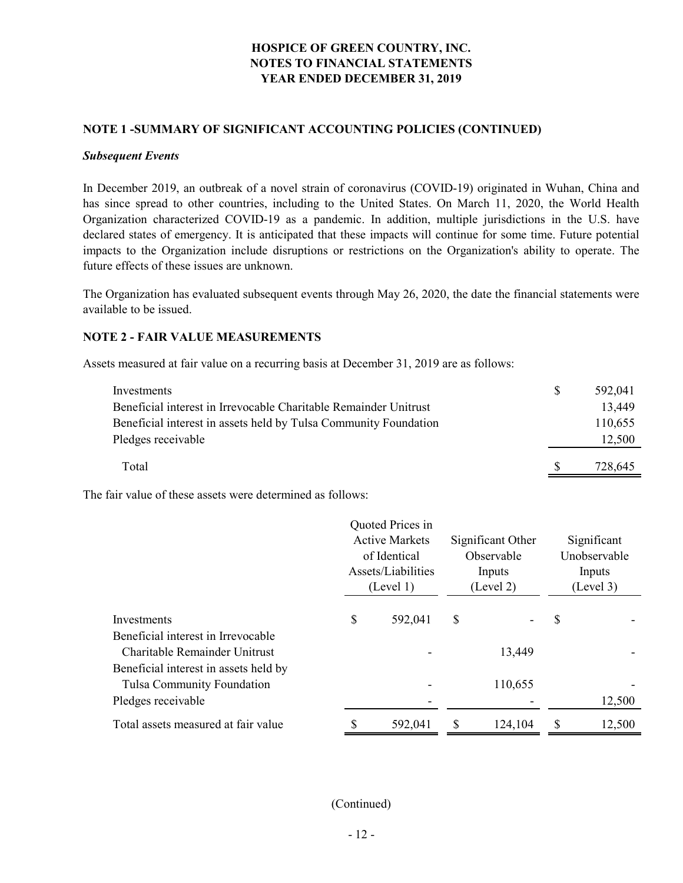# HOSPICE OF GREEN COUNTRY, INC.
# NOTES TO FINANCIAL STATEMENTS
# YEAR ENDED DECEMBER 31, 2019

## NOTE 1 -SUMMARY OF SIGNIFICANT ACCOUNTING POLICIES (CONTINUED)

***Subsequent Events***

In December 2019, an outbreak of a novel strain of coronavirus (COVID-19) originated in Wuhan, China and has since spread to other countries, including to the United States. On March 11, 2020, the World Health Organization characterized COVID-19 as a pandemic. In addition, multiple jurisdictions in the U.S. have declared states of emergency. It is anticipated that these impacts will continue for some time. Future potential impacts to the Organization include disruptions or restrictions on the Organization's ability to operate. The future effects of these issues are unknown.

The Organization has evaluated subsequent events through May 26, 2020, the date the financial statements were available to be issued.

## NOTE 2 - FAIR VALUE MEASUREMENTS

Assets measured at fair value on a recurring basis at December 31, 2019 are as follows:

| | |
|---|---|
| Investments | $ 592,041 |
| Beneficial interest in Irrevocable Charitable Remainder Unitrust | 13,449 |
| Beneficial interest in assets held by Tulsa Community Foundation | 110,655 |
| Pledges receivable | 12,500 |
| Total | $ 728,645 |

The fair value of these assets were determined as follows:

| | Quoted Prices in Active Markets of Identical Assets/Liabilities (Level 1) | Significant Other Observable Inputs (Level 2) | Significant Unobservable Inputs (Level 3) |
|---|---|---|---|
| Investments | $ 592,041 | $ - | $ - |
| Beneficial interest in Irrevocable Charitable Remainder Unitrust | - | 13,449 | - |
| Beneficial interest in assets held by Tulsa Community Foundation | - | 110,655 | - |
| Pledges receivable | - | - | 12,500 |
| Total assets measured at fair value | $ 592,041 | $ 124,104 | $ 12,500 |

(Continued)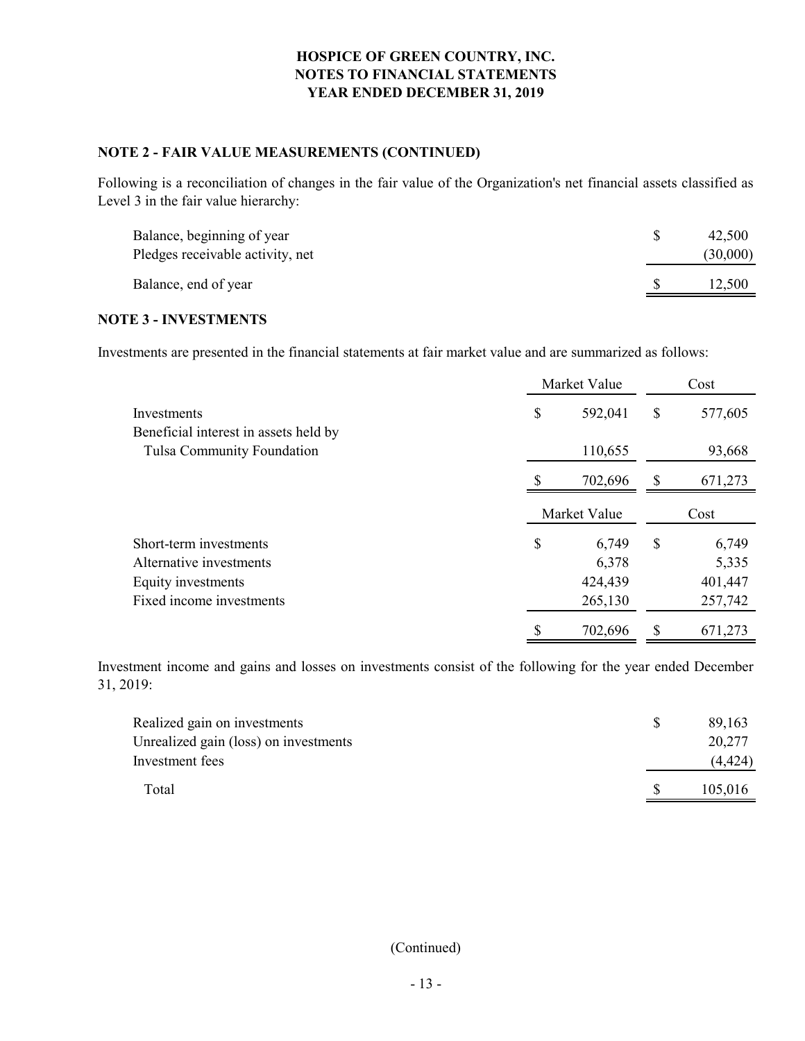## NOTE 2 - FAIR VALUE MEASUREMENTS (CONTINUED)

Following is a reconciliation of changes in the fair value of the Organization's net financial assets classified as Level 3 in the fair value hierarchy:

| | |
|---|---|
| Balance, beginning of year | $ 42,500 |
| Pledges receivable activity, net | (30,000) |
| Balance, end of year | $ 12,500 |

## NOTE 3 - INVESTMENTS

Investments are presented in the financial statements at fair market value and are summarized as follows:

| | Market Value | Cost |
|---|---|---|
| Investments | $ 592,041 | $ 577,605 |
| Beneficial interest in assets held by Tulsa Community Foundation | 110,655 | 93,668 |
| | $ 702,696 | $ 671,273 |

| | Market Value | Cost |
|---|---|---|
| Short-term investments | $ 6,749 | $ 6,749 |
| Alternative investments | 6,378 | 5,335 |
| Equity investments | 424,439 | 401,447 |
| Fixed income investments | 265,130 | 257,742 |
| | $ 702,696 | $ 671,273 |

Investment income and gains and losses on investments consist of the following for the year ended December 31, 2019:

| | |
|---|---|
| Realized gain on investments | $ 89,163 |
| Unrealized gain (loss) on investments | 20,277 |
| Investment fees | (4,424) |
| Total | $ 105,016 |

(Continued)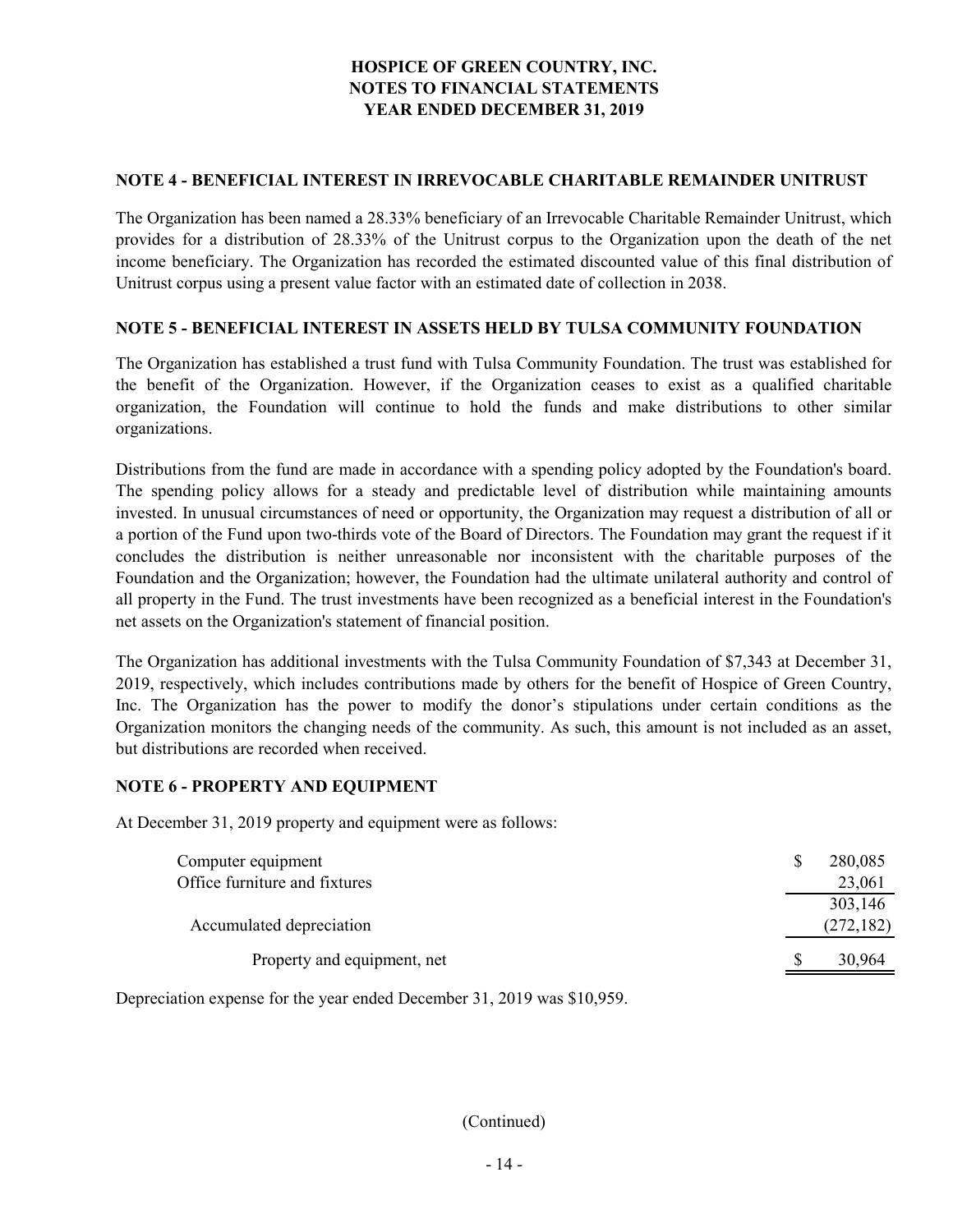# HOSPICE OF GREEN COUNTRY, INC.
# NOTES TO FINANCIAL STATEMENTS
# YEAR ENDED DECEMBER 31, 2019

## NOTE 4 - BENEFICIAL INTEREST IN IRREVOCABLE CHARITABLE REMAINDER UNITRUST

The Organization has been named a 28.33% beneficiary of an Irrevocable Charitable Remainder Unitrust, which provides for a distribution of 28.33% of the Unitrust corpus to the Organization upon the death of the net income beneficiary. The Organization has recorded the estimated discounted value of this final distribution of Unitrust corpus using a present value factor with an estimated date of collection in 2038.

## NOTE 5 - BENEFICIAL INTEREST IN ASSETS HELD BY TULSA COMMUNITY FOUNDATION

The Organization has established a trust fund with Tulsa Community Foundation. The trust was established for the benefit of the Organization. However, if the Organization ceases to exist as a qualified charitable organization, the Foundation will continue to hold the funds and make distributions to other similar organizations.

Distributions from the fund are made in accordance with a spending policy adopted by the Foundation's board. The spending policy allows for a steady and predictable level of distribution while maintaining amounts invested. In unusual circumstances of need or opportunity, the Organization may request a distribution of all or a portion of the Fund upon two-thirds vote of the Board of Directors. The Foundation may grant the request if it concludes the distribution is neither unreasonable nor inconsistent with the charitable purposes of the Foundation and the Organization; however, the Foundation had the ultimate unilateral authority and control of all property in the Fund. The trust investments have been recognized as a beneficial interest in the Foundation's net assets on the Organization's statement of financial position.

The Organization has additional investments with the Tulsa Community Foundation of $7,343 at December 31, 2019, respectively, which includes contributions made by others for the benefit of Hospice of Green Country, Inc. The Organization has the power to modify the donor's stipulations under certain conditions as the Organization monitors the changing needs of the community. As such, this amount is not included as an asset, but distributions are recorded when received.

## NOTE 6 - PROPERTY AND EQUIPMENT

At December 31, 2019 property and equipment were as follows:

| | |
|---|---|
| Computer equipment | $ 280,085 |
| Office furniture and fixtures | 23,061 |
| | 303,146 |
| Accumulated depreciation | (272,182) |
| Property and equipment, net | $ 30,964 |

Depreciation expense for the year ended December 31, 2019 was $10,959.

(Continued)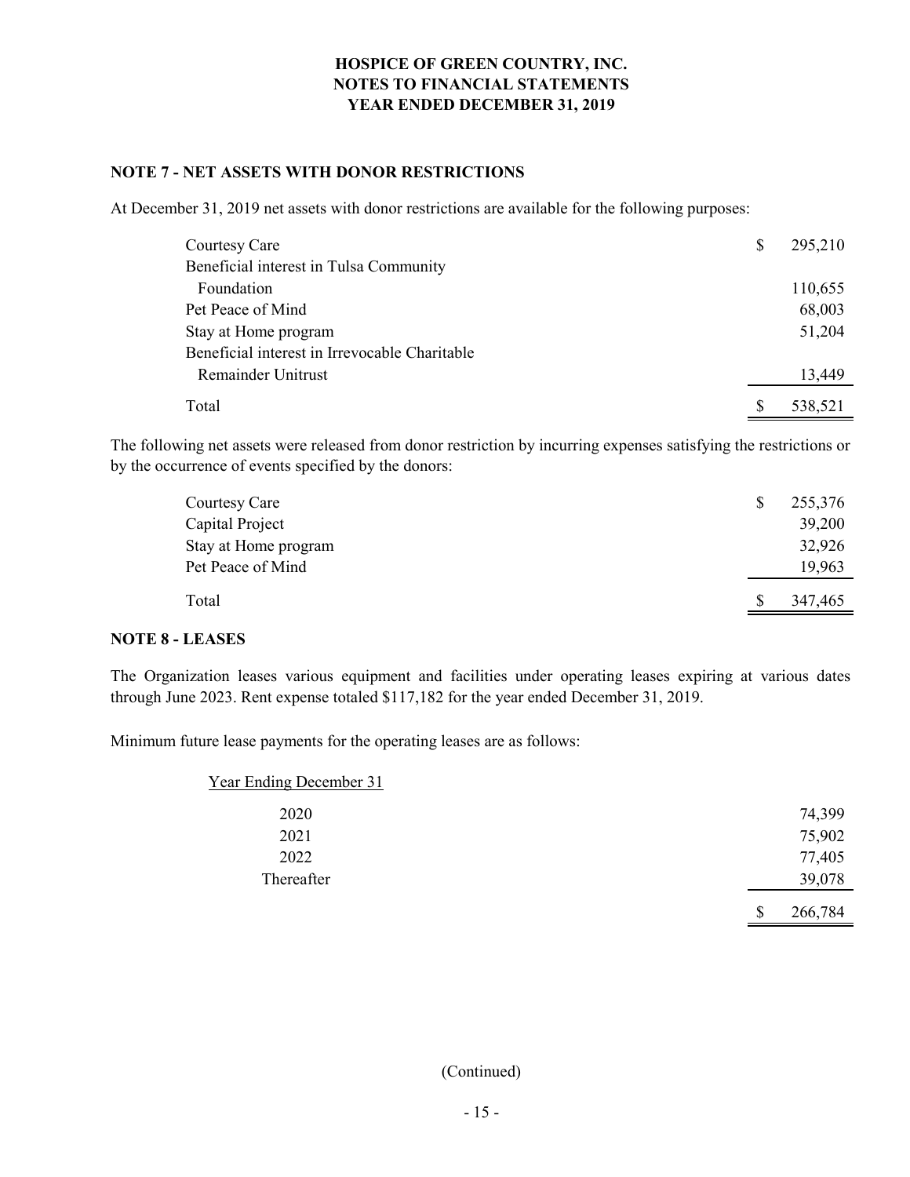# HOSPICE OF GREEN COUNTRY, INC.
# NOTES TO FINANCIAL STATEMENTS
# YEAR ENDED DECEMBER 31, 2019

## NOTE 7 - NET ASSETS WITH DONOR RESTRICTIONS

At December 31, 2019 net assets with donor restrictions are available for the following purposes:

| | |
|---|---|
| Courtesy Care | $ 295,210 |
| Beneficial interest in Tulsa Community Foundation | 110,655 |
| Pet Peace of Mind | 68,003 |
| Stay at Home program | 51,204 |
| Beneficial interest in Irrevocable Charitable Remainder Unitrust | 13,449 |
| Total | $ 538,521 |

The following net assets were released from donor restriction by incurring expenses satisfying the restrictions or by the occurrence of events specified by the donors:

| | |
|---|---|
| Courtesy Care | $ 255,376 |
| Capital Project | 39,200 |
| Stay at Home program | 32,926 |
| Pet Peace of Mind | 19,963 |
| Total | $ 347,465 |

## NOTE 8 - LEASES

The Organization leases various equipment and facilities under operating leases expiring at various dates through June 2023. Rent expense totaled $117,182 for the year ended December 31, 2019.

Minimum future lease payments for the operating leases are as follows:

| Year Ending December 31 | |
|---|---|
| 2020 | 74,399 |
| 2021 | 75,902 |
| 2022 | 77,405 |
| Thereafter | 39,078 |
| | $ 266,784 |

(Continued)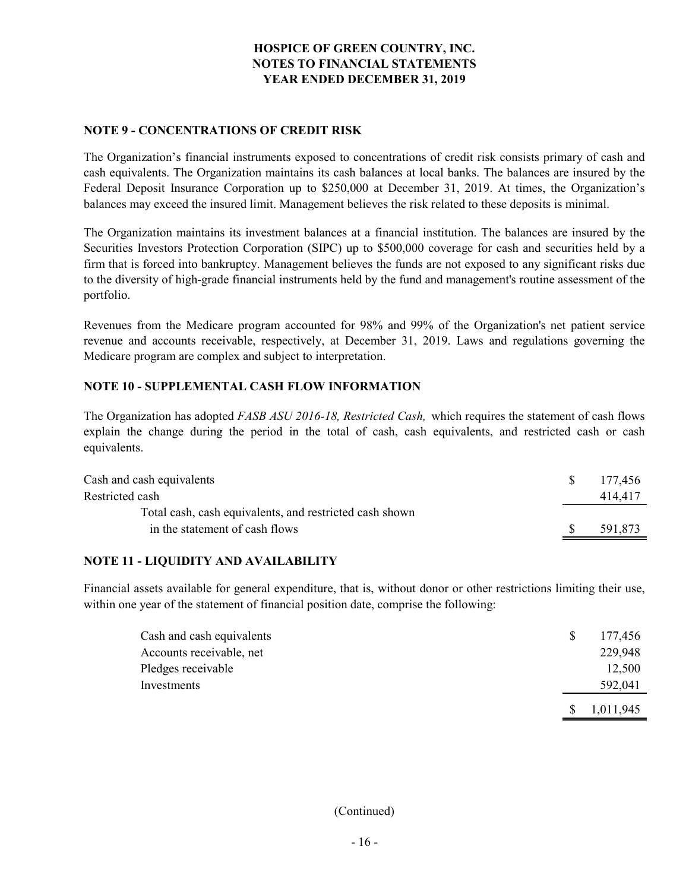# HOSPICE OF GREEN COUNTRY, INC.
# NOTES TO FINANCIAL STATEMENTS
# YEAR ENDED DECEMBER 31, 2019

## NOTE 9 - CONCENTRATIONS OF CREDIT RISK

The Organization's financial instruments exposed to concentrations of credit risk consists primary of cash and cash equivalents. The Organization maintains its cash balances at local banks. The balances are insured by the Federal Deposit Insurance Corporation up to $250,000 at December 31, 2019. At times, the Organization's balances may exceed the insured limit. Management believes the risk related to these deposits is minimal.

The Organization maintains its investment balances at a financial institution. The balances are insured by the Securities Investors Protection Corporation (SIPC) up to $500,000 coverage for cash and securities held by a firm that is forced into bankruptcy. Management believes the funds are not exposed to any significant risks due to the diversity of high-grade financial instruments held by the fund and management's routine assessment of the portfolio.

Revenues from the Medicare program accounted for 98% and 99% of the Organization's net patient service revenue and accounts receivable, respectively, at December 31, 2019. Laws and regulations governing the Medicare program are complex and subject to interpretation.

## NOTE 10 - SUPPLEMENTAL CASH FLOW INFORMATION

The Organization has adopted *FASB ASU 2016-18, Restricted Cash,* which requires the statement of cash flows explain the change during the period in the total of cash, cash equivalents, and restricted cash or cash equivalents.

| | |
|---|---|
| Cash and cash equivalents | $ 177,456 |
| Restricted cash | 414,417 |
| Total cash, cash equivalents, and restricted cash shown in the statement of cash flows | $ 591,873 |

## NOTE 11 - LIQUIDITY AND AVAILABILITY

Financial assets available for general expenditure, that is, without donor or other restrictions limiting their use, within one year of the statement of financial position date, comprise the following:

| | |
|---|---|
| Cash and cash equivalents | $ 177,456 |
| Accounts receivable, net | 229,948 |
| Pledges receivable | 12,500 |
| Investments | 592,041 |
| | $ 1,011,945 |

(Continued)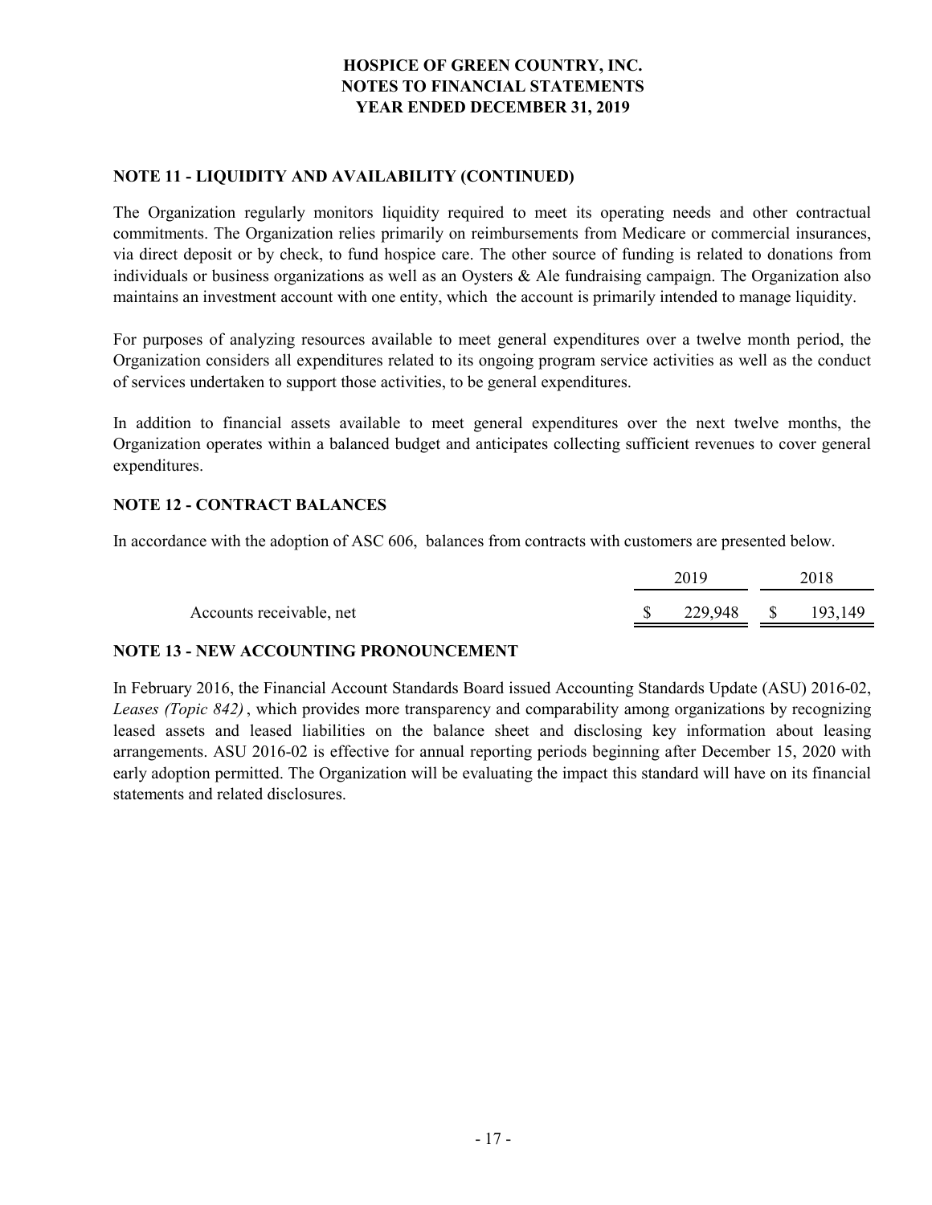# HOSPICE OF GREEN COUNTRY, INC.
# NOTES TO FINANCIAL STATEMENTS
# YEAR ENDED DECEMBER 31, 2019

## NOTE 11 - LIQUIDITY AND AVAILABILITY (CONTINUED)

The Organization regularly monitors liquidity required to meet its operating needs and other contractual commitments. The Organization relies primarily on reimbursements from Medicare or commercial insurances, via direct deposit or by check, to fund hospice care. The other source of funding is related to donations from individuals or business organizations as well as an Oysters & Ale fundraising campaign. The Organization also maintains an investment account with one entity, which the account is primarily intended to manage liquidity.

For purposes of analyzing resources available to meet general expenditures over a twelve month period, the Organization considers all expenditures related to its ongoing program service activities as well as the conduct of services undertaken to support those activities, to be general expenditures.

In addition to financial assets available to meet general expenditures over the next twelve months, the Organization operates within a balanced budget and anticipates collecting sufficient revenues to cover general expenditures.

## NOTE 12 - CONTRACT BALANCES

In accordance with the adoption of ASC 606, balances from contracts with customers are presented below.

| | 2019 | 2018 |
|---|---|---|
| Accounts receivable, net | $ 229,948 | $ 193,149 |

## NOTE 13 - NEW ACCOUNTING PRONOUNCEMENT

In February 2016, the Financial Account Standards Board issued Accounting Standards Update (ASU) 2016-02, *Leases (Topic 842)*, which provides more transparency and comparability among organizations by recognizing leased assets and leased liabilities on the balance sheet and disclosing key information about leasing arrangements. ASU 2016-02 is effective for annual reporting periods beginning after December 15, 2020 with early adoption permitted. The Organization will be evaluating the impact this standard will have on its financial statements and related disclosures.